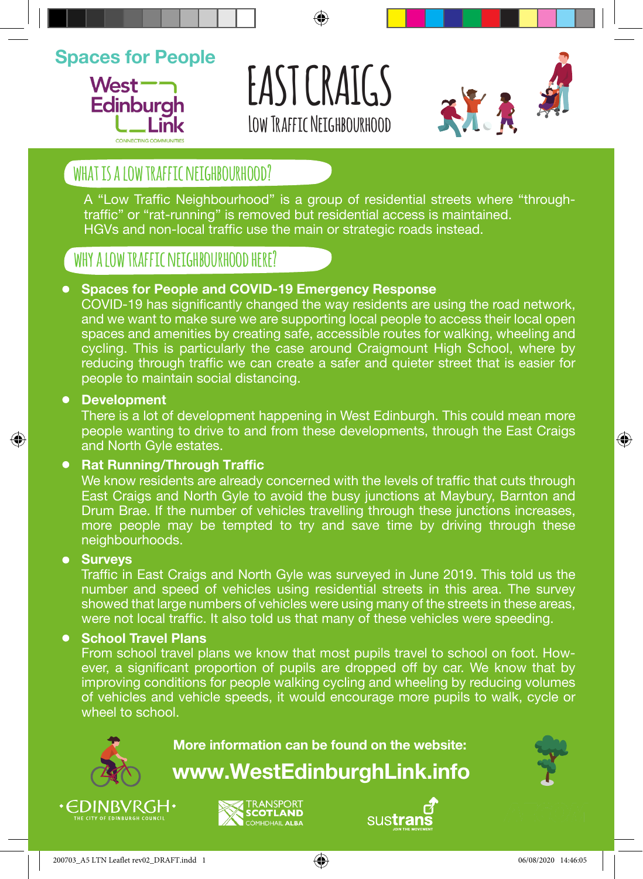Spaces for People

West Edinburgh Link

CONNECTING COMMUNITIES

# EAST CRAIGS

## Low Traffic Neighbourhood

## WHAT IS A LOW TRAFFIC NEIGHBOURHOOD?

A "Low Traffic Neighbourhood" is a group of residential streets where "through-traffic" or "rat-running" is removed but residential access is maintained. HGVs and non-local traffic use the main or strategic roads instead.

## WHY A LOW TRAFFIC NEIGHBOURHOOD HERE?

- **Spaces for People and COVID-19 Emergency Response**
  COVID-19 has significantly changed the way residents are using the road network, and we want to make sure we are supporting local people to access their local open spaces and amenities by creating safe, accessible routes for walking, wheeling and cycling. This is particularly the case around Craigmount High School, where by reducing through traffic we can create a safer and quieter street that is easier for people to maintain social distancing.

- **Development**
  There is a lot of development happening in West Edinburgh. This could mean more people wanting to drive to and from these developments, through the East Craigs and North Gyle estates.

- **Rat Running/Through Traffic**
  We know residents are already concerned with the levels of traffic that cuts through East Craigs and North Gyle to avoid the busy junctions at Maybury, Barnton and Drum Brae. If the number of vehicles travelling through these junctions increases, more people may be tempted to try and save time by driving through these neighbourhoods.

- **Surveys**
  Traffic in East Craigs and North Gyle was surveyed in June 2019. This told us the number and speed of vehicles using residential streets in this area. The survey showed that large numbers of vehicles were using many of the streets in these areas, were not local traffic. It also told us that many of these vehicles were speeding.

- **School Travel Plans**
  From school travel plans we know that most pupils travel to school on foot. However, a significant proportion of pupils are dropped off by car. We know that by improving conditions for people walking cycling and wheeling by reducing volumes of vehicles and vehicle speeds, it would encourage more pupils to walk, cycle or wheel to school.

**More information can be found on the website:**

**www.WestEdinburghLink.info**

EDINBVRGH – THE CITY OF EDINBURGH COUNCIL

TRANSPORT SCOTLAND – COMHDHAIL ALBA

sustrans – JOIN THE MOVEMENT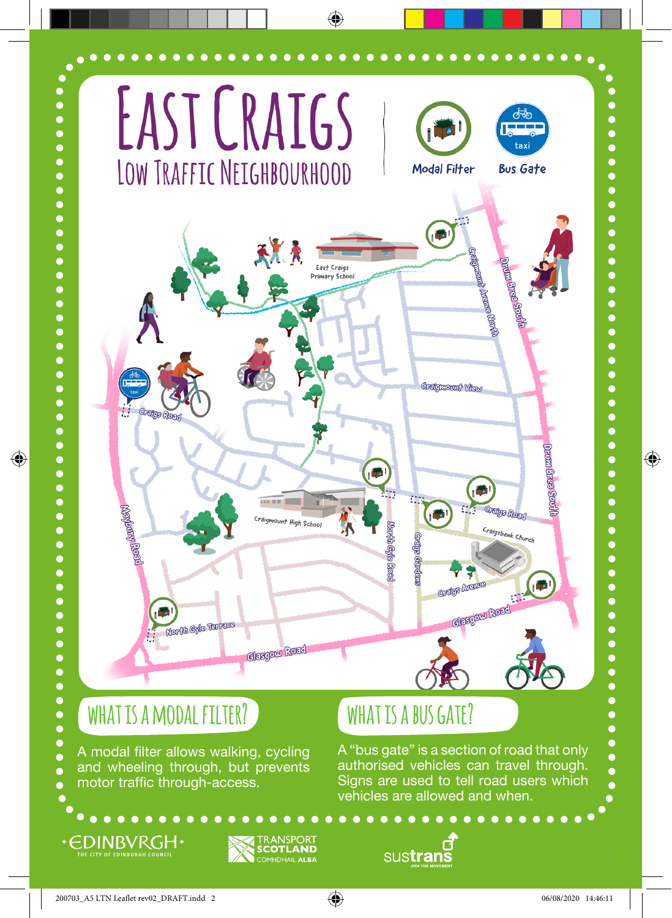# EAST CRAIGS

## LOW TRAFFIC NEIGHBOURHOOD

Modal Filter

Bus Gate

taxi

East Craigs Primary School

Craigmount Avenue North

Drum Brae South

Craigmount View

Craigs Road

Maybury Road

Craigmount High School

North Gyle Road

Craigs Gardens

Craigsbank Church

Craigs Avenue

North Gyle Terrace

Glasgow Road

## WHAT IS A MODAL FILTER?

A modal filter allows walking, cycling and wheeling through, but prevents motor traffic through-access.

## WHAT IS A BUS GATE?

A "bus gate" is a section of road that only authorised vehicles can travel through. Signs are used to tell road users which vehicles are allowed and when.

EDINBVRGH THE CITY OF EDINBURGH COUNCIL

TRANSPORT SCOTLAND COMHDHAIL ALBA

sustrans JOIN THE MOVEMENT